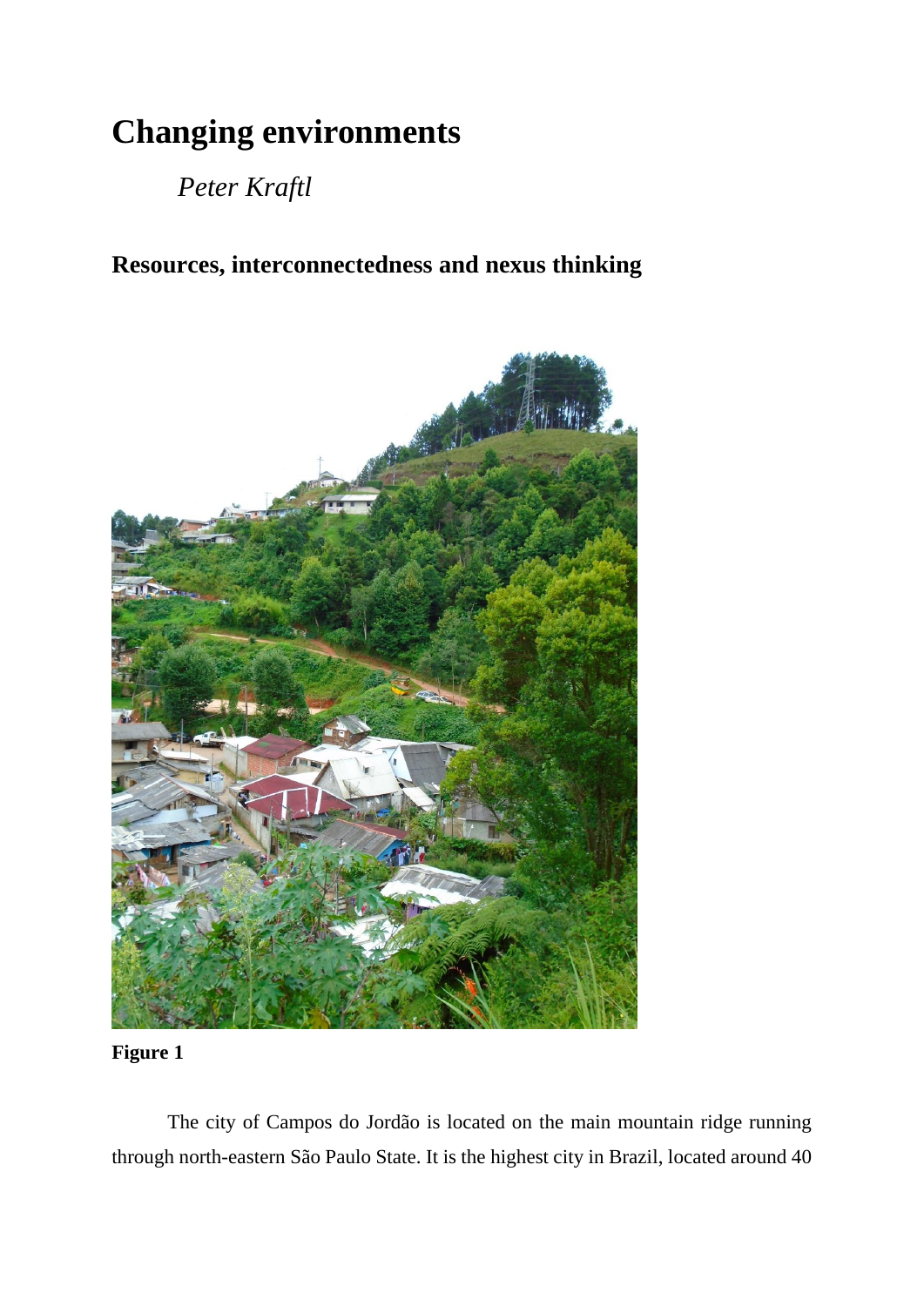# Changing environments

*Peter Kraftl*

## Resources, interconnectedness and nexus thinking

**Figure 1**

The city of Campos do Jordão is located on the main mountain ridge running through north-eastern São Paulo State. It is the highest city in Brazil, located around 40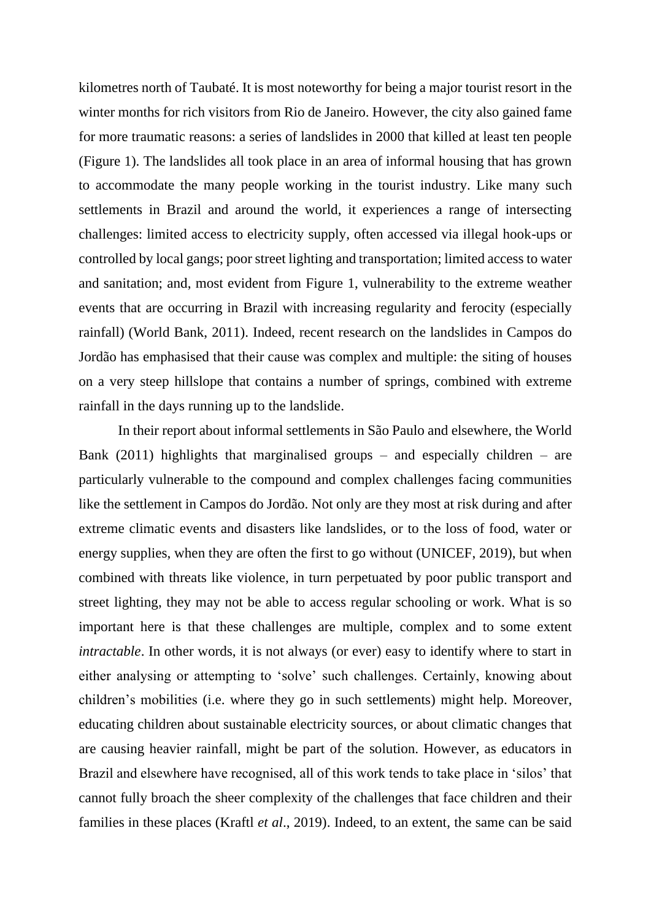kilometres north of Taubaté. It is most noteworthy for being a major tourist resort in the winter months for rich visitors from Rio de Janeiro. However, the city also gained fame for more traumatic reasons: a series of landslides in 2000 that killed at least ten people (Figure 1). The landslides all took place in an area of informal housing that has grown to accommodate the many people working in the tourist industry. Like many such settlements in Brazil and around the world, it experiences a range of intersecting challenges: limited access to electricity supply, often accessed via illegal hook-ups or controlled by local gangs; poor street lighting and transportation; limited access to water and sanitation; and, most evident from Figure 1, vulnerability to the extreme weather events that are occurring in Brazil with increasing regularity and ferocity (especially rainfall) (World Bank, 2011). Indeed, recent research on the landslides in Campos do Jordão has emphasised that their cause was complex and multiple: the siting of houses on a very steep hillslope that contains a number of springs, combined with extreme rainfall in the days running up to the landslide.

In their report about informal settlements in São Paulo and elsewhere, the World Bank (2011) highlights that marginalised groups – and especially children – are particularly vulnerable to the compound and complex challenges facing communities like the settlement in Campos do Jordão. Not only are they most at risk during and after extreme climatic events and disasters like landslides, or to the loss of food, water or energy supplies, when they are often the first to go without (UNICEF, 2019), but when combined with threats like violence, in turn perpetuated by poor public transport and street lighting, they may not be able to access regular schooling or work. What is so important here is that these challenges are multiple, complex and to some extent *intractable*. In other words, it is not always (or ever) easy to identify where to start in either analysing or attempting to 'solve' such challenges. Certainly, knowing about children's mobilities (i.e. where they go in such settlements) might help. Moreover, educating children about sustainable electricity sources, or about climatic changes that are causing heavier rainfall, might be part of the solution. However, as educators in Brazil and elsewhere have recognised, all of this work tends to take place in 'silos' that cannot fully broach the sheer complexity of the challenges that face children and their families in these places (Kraftl *et al*., 2019). Indeed, to an extent, the same can be said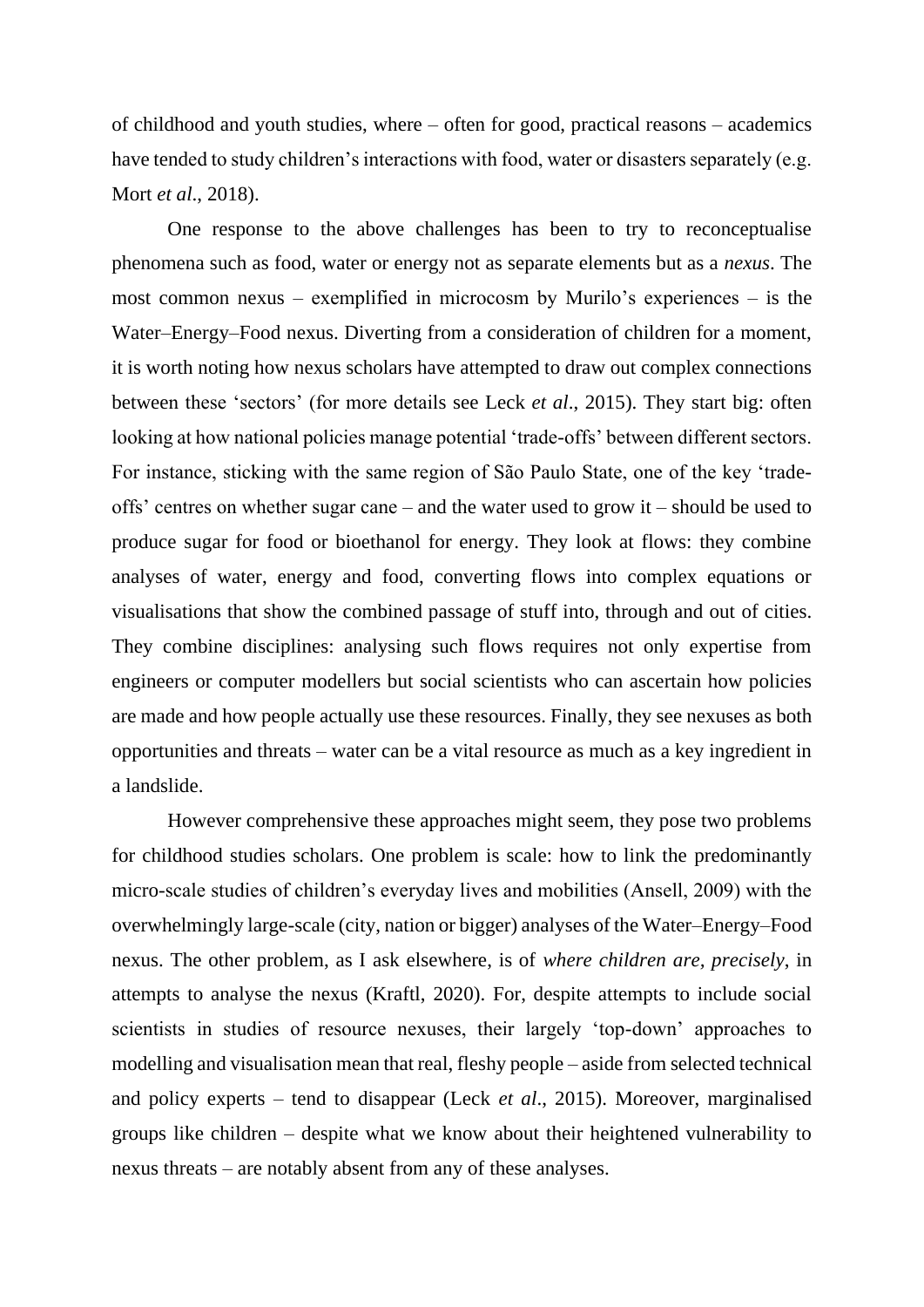of childhood and youth studies, where – often for good, practical reasons – academics have tended to study children's interactions with food, water or disasters separately (e.g. Mort *et al*., 2018).

One response to the above challenges has been to try to reconceptualise phenomena such as food, water or energy not as separate elements but as a *nexus*. The most common nexus – exemplified in microcosm by Murilo's experiences – is the Water–Energy–Food nexus. Diverting from a consideration of children for a moment, it is worth noting how nexus scholars have attempted to draw out complex connections between these 'sectors' (for more details see Leck *et al*., 2015). They start big: often looking at how national policies manage potential 'trade-offs' between different sectors. For instance, sticking with the same region of São Paulo State, one of the key 'trade-offs' centres on whether sugar cane – and the water used to grow it – should be used to produce sugar for food or bioethanol for energy. They look at flows: they combine analyses of water, energy and food, converting flows into complex equations or visualisations that show the combined passage of stuff into, through and out of cities. They combine disciplines: analysing such flows requires not only expertise from engineers or computer modellers but social scientists who can ascertain how policies are made and how people actually use these resources. Finally, they see nexuses as both opportunities and threats – water can be a vital resource as much as a key ingredient in a landslide.

However comprehensive these approaches might seem, they pose two problems for childhood studies scholars. One problem is scale: how to link the predominantly micro-scale studies of children's everyday lives and mobilities (Ansell, 2009) with the overwhelmingly large-scale (city, nation or bigger) analyses of the Water–Energy–Food nexus. The other problem, as I ask elsewhere, is of *where children are, precisely*, in attempts to analyse the nexus (Kraftl, 2020). For, despite attempts to include social scientists in studies of resource nexuses, their largely 'top-down' approaches to modelling and visualisation mean that real, fleshy people – aside from selected technical and policy experts – tend to disappear (Leck *et al*., 2015). Moreover, marginalised groups like children – despite what we know about their heightened vulnerability to nexus threats – are notably absent from any of these analyses.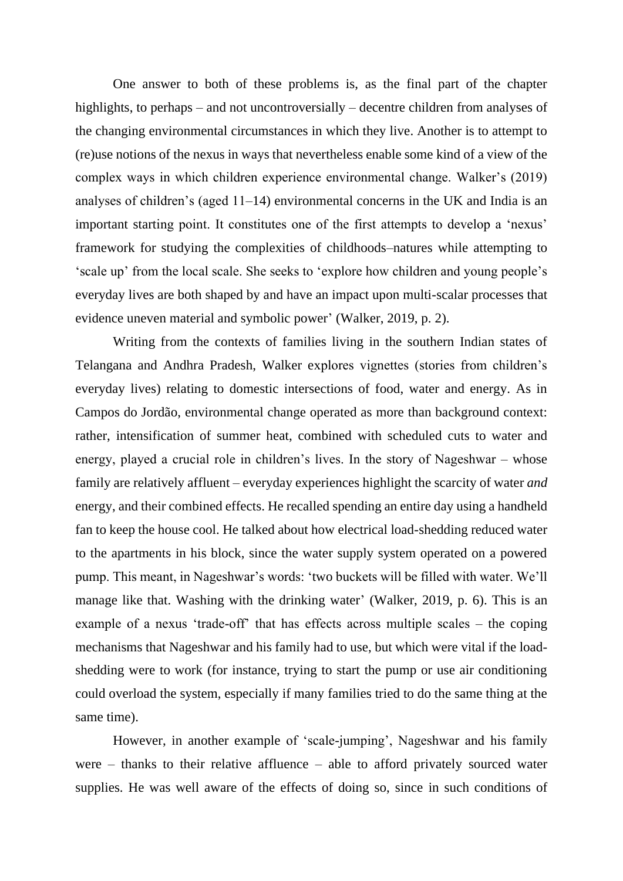One answer to both of these problems is, as the final part of the chapter highlights, to perhaps – and not uncontroversially – decentre children from analyses of the changing environmental circumstances in which they live. Another is to attempt to (re)use notions of the nexus in ways that nevertheless enable some kind of a view of the complex ways in which children experience environmental change. Walker's (2019) analyses of children's (aged 11–14) environmental concerns in the UK and India is an important starting point. It constitutes one of the first attempts to develop a 'nexus' framework for studying the complexities of childhoods–natures while attempting to 'scale up' from the local scale. She seeks to 'explore how children and young people's everyday lives are both shaped by and have an impact upon multi-scalar processes that evidence uneven material and symbolic power' (Walker, 2019, p. 2).

Writing from the contexts of families living in the southern Indian states of Telangana and Andhra Pradesh, Walker explores vignettes (stories from children's everyday lives) relating to domestic intersections of food, water and energy. As in Campos do Jordão, environmental change operated as more than background context: rather, intensification of summer heat, combined with scheduled cuts to water and energy, played a crucial role in children's lives. In the story of Nageshwar – whose family are relatively affluent – everyday experiences highlight the scarcity of water *and* energy, and their combined effects. He recalled spending an entire day using a handheld fan to keep the house cool. He talked about how electrical load-shedding reduced water to the apartments in his block, since the water supply system operated on a powered pump. This meant, in Nageshwar's words: 'two buckets will be filled with water. We'll manage like that. Washing with the drinking water' (Walker, 2019, p. 6). This is an example of a nexus 'trade-off' that has effects across multiple scales – the coping mechanisms that Nageshwar and his family had to use, but which were vital if the load-shedding were to work (for instance, trying to start the pump or use air conditioning could overload the system, especially if many families tried to do the same thing at the same time).

However, in another example of 'scale-jumping', Nageshwar and his family were – thanks to their relative affluence – able to afford privately sourced water supplies. He was well aware of the effects of doing so, since in such conditions of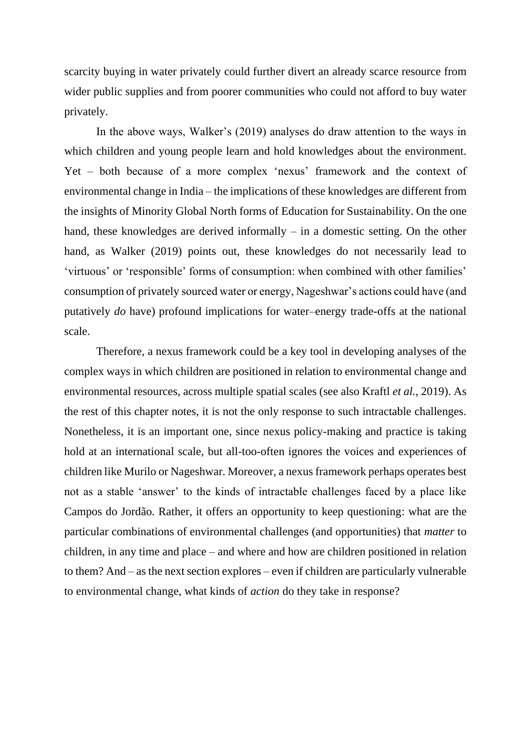scarcity buying in water privately could further divert an already scarce resource from wider public supplies and from poorer communities who could not afford to buy water privately.

In the above ways, Walker's (2019) analyses do draw attention to the ways in which children and young people learn and hold knowledges about the environment. Yet – both because of a more complex 'nexus' framework and the context of environmental change in India – the implications of these knowledges are different from the insights of Minority Global North forms of Education for Sustainability. On the one hand, these knowledges are derived informally – in a domestic setting. On the other hand, as Walker (2019) points out, these knowledges do not necessarily lead to 'virtuous' or 'responsible' forms of consumption: when combined with other families' consumption of privately sourced water or energy, Nageshwar's actions could have (and putatively *do* have) profound implications for water–energy trade-offs at the national scale.

Therefore, a nexus framework could be a key tool in developing analyses of the complex ways in which children are positioned in relation to environmental change and environmental resources, across multiple spatial scales (see also Kraftl *et al.*, 2019). As the rest of this chapter notes, it is not the only response to such intractable challenges. Nonetheless, it is an important one, since nexus policy-making and practice is taking hold at an international scale, but all-too-often ignores the voices and experiences of children like Murilo or Nageshwar. Moreover, a nexus framework perhaps operates best not as a stable 'answer' to the kinds of intractable challenges faced by a place like Campos do Jordão. Rather, it offers an opportunity to keep questioning: what are the particular combinations of environmental challenges (and opportunities) that *matter* to children, in any time and place – and where and how are children positioned in relation to them? And – as the next section explores – even if children are particularly vulnerable to environmental change, what kinds of *action* do they take in response?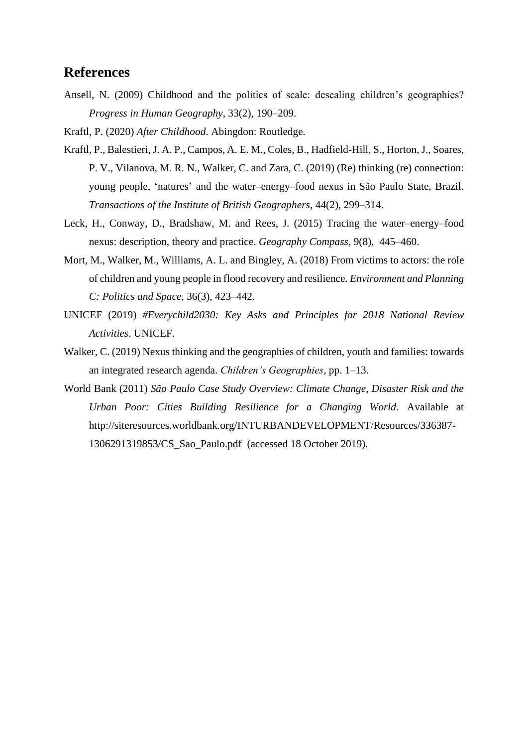## References

Ansell, N. (2009) Childhood and the politics of scale: descaling children’s geographies? *Progress in Human Geography*, 33(2), 190–209.

Kraftl, P. (2020) *After Childhood*. Abingdon: Routledge.

Kraftl, P., Balestieri, J. A. P., Campos, A. E. M., Coles, B., Hadfield-Hill, S., Horton, J., Soares, P. V., Vilanova, M. R. N., Walker, C. and Zara, C. (2019) (Re) thinking (re) connection: young people, ‘natures’ and the water–energy–food nexus in São Paulo State, Brazil. *Transactions of the Institute of British Geographers*, 44(2), 299–314.

Leck, H., Conway, D., Bradshaw, M. and Rees, J. (2015) Tracing the water–energy–food nexus: description, theory and practice. *Geography Compass*, 9(8), 445–460.

Mort, M., Walker, M., Williams, A. L. and Bingley, A. (2018) From victims to actors: the role of children and young people in flood recovery and resilience. *Environment and Planning C: Politics and Space*, 36(3), 423–442.

UNICEF (2019) *#Everychild2030: Key Asks and Principles for 2018 National Review Activities*. UNICEF.

Walker, C. (2019) Nexus thinking and the geographies of children, youth and families: towards an integrated research agenda. *Children’s Geographies*, pp. 1–13.

World Bank (2011) *São Paulo Case Study Overview: Climate Change, Disaster Risk and the Urban Poor: Cities Building Resilience for a Changing World*. Available at http://siteresources.worldbank.org/INTURBANDEVELOPMENT/Resources/336387-1306291319853/CS_Sao_Paulo.pdf (accessed 18 October 2019).